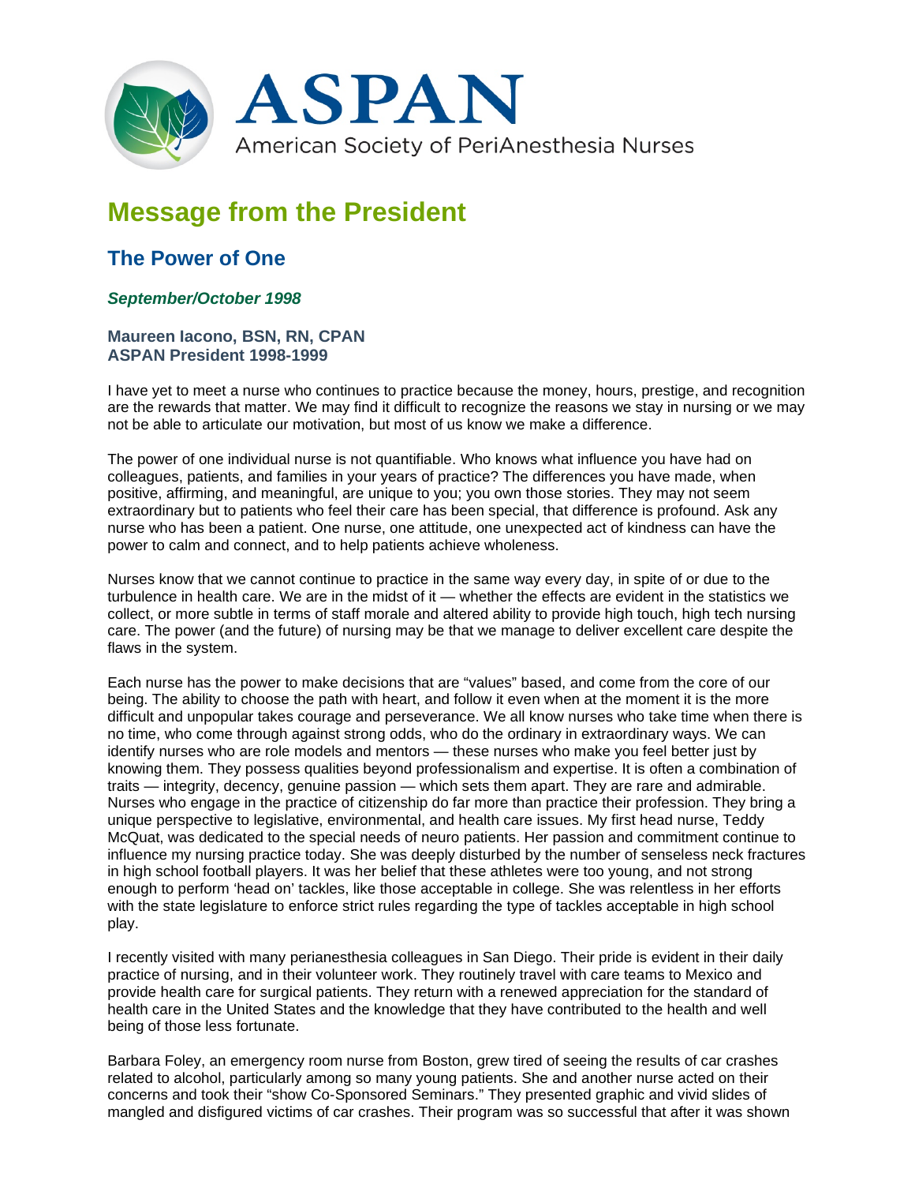# ASPAN

American Society of PeriAnesthesia Nurses

## Message from the President

### The Power of One

***September/October 1998***

**Maureen Iacono, BSN, RN, CPAN**
**ASPAN President 1998-1999**

I have yet to meet a nurse who continues to practice because the money, hours, prestige, and recognition are the rewards that matter. We may find it difficult to recognize the reasons we stay in nursing or we may not be able to articulate our motivation, but most of us know we make a difference.

The power of one individual nurse is not quantifiable. Who knows what influence you have had on colleagues, patients, and families in your years of practice? The differences you have made, when positive, affirming, and meaningful, are unique to you; you own those stories. They may not seem extraordinary but to patients who feel their care has been special, that difference is profound. Ask any nurse who has been a patient. One nurse, one attitude, one unexpected act of kindness can have the power to calm and connect, and to help patients achieve wholeness.

Nurses know that we cannot continue to practice in the same way every day, in spite of or due to the turbulence in health care. We are in the midst of it — whether the effects are evident in the statistics we collect, or more subtle in terms of staff morale and altered ability to provide high touch, high tech nursing care. The power (and the future) of nursing may be that we manage to deliver excellent care despite the flaws in the system.

Each nurse has the power to make decisions that are "values" based, and come from the core of our being. The ability to choose the path with heart, and follow it even when at the moment it is the more difficult and unpopular takes courage and perseverance. We all know nurses who take time when there is no time, who come through against strong odds, who do the ordinary in extraordinary ways. We can identify nurses who are role models and mentors — these nurses who make you feel better just by knowing them. They possess qualities beyond professionalism and expertise. It is often a combination of traits — integrity, decency, genuine passion — which sets them apart. They are rare and admirable. Nurses who engage in the practice of citizenship do far more than practice their profession. They bring a unique perspective to legislative, environmental, and health care issues. My first head nurse, Teddy McQuat, was dedicated to the special needs of neuro patients. Her passion and commitment continue to influence my nursing practice today. She was deeply disturbed by the number of senseless neck fractures in high school football players. It was her belief that these athletes were too young, and not strong enough to perform 'head on' tackles, like those acceptable in college. She was relentless in her efforts with the state legislature to enforce strict rules regarding the type of tackles acceptable in high school play.

I recently visited with many perianesthesia colleagues in San Diego. Their pride is evident in their daily practice of nursing, and in their volunteer work. They routinely travel with care teams to Mexico and provide health care for surgical patients. They return with a renewed appreciation for the standard of health care in the United States and the knowledge that they have contributed to the health and well being of those less fortunate.

Barbara Foley, an emergency room nurse from Boston, grew tired of seeing the results of car crashes related to alcohol, particularly among so many young patients. She and another nurse acted on their concerns and took their "show Co-Sponsored Seminars." They presented graphic and vivid slides of mangled and disfigured victims of car crashes. Their program was so successful that after it was shown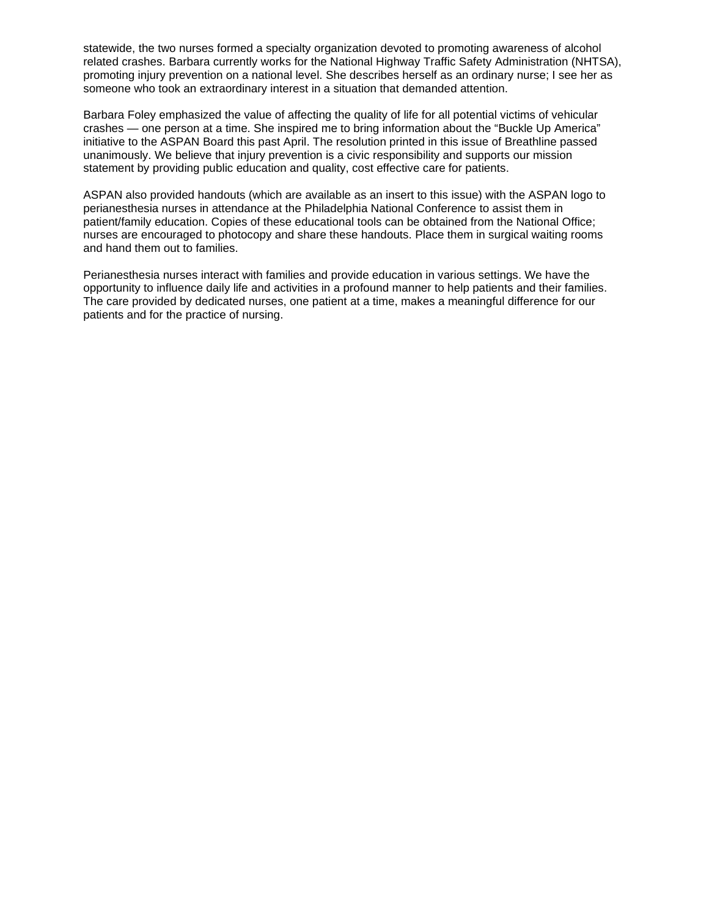statewide, the two nurses formed a specialty organization devoted to promoting awareness of alcohol related crashes. Barbara currently works for the National Highway Traffic Safety Administration (NHTSA), promoting injury prevention on a national level. She describes herself as an ordinary nurse; I see her as someone who took an extraordinary interest in a situation that demanded attention.

Barbara Foley emphasized the value of affecting the quality of life for all potential victims of vehicular crashes — one person at a time. She inspired me to bring information about the "Buckle Up America" initiative to the ASPAN Board this past April. The resolution printed in this issue of Breathline passed unanimously. We believe that injury prevention is a civic responsibility and supports our mission statement by providing public education and quality, cost effective care for patients.

ASPAN also provided handouts (which are available as an insert to this issue) with the ASPAN logo to perianesthesia nurses in attendance at the Philadelphia National Conference to assist them in patient/family education. Copies of these educational tools can be obtained from the National Office; nurses are encouraged to photocopy and share these handouts. Place them in surgical waiting rooms and hand them out to families.

Perianesthesia nurses interact with families and provide education in various settings. We have the opportunity to influence daily life and activities in a profound manner to help patients and their families. The care provided by dedicated nurses, one patient at a time, makes a meaningful difference for our patients and for the practice of nursing.